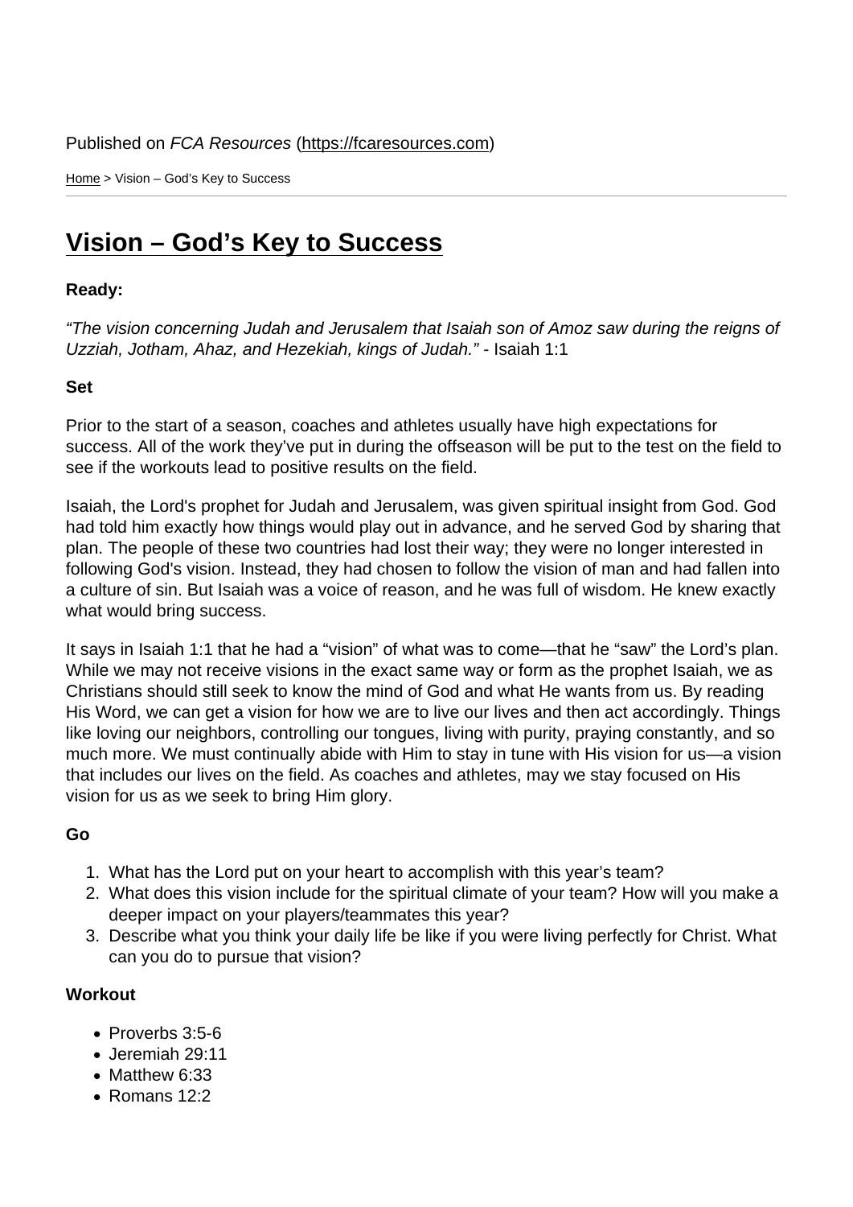Published on *FCA Resources* (https://fcaresources.com)

Home > Vision – God’s Key to Success

# Vision – God’s Key to Success

**Ready:**

*“The vision concerning Judah and Jerusalem that Isaiah son of Amoz saw during the reigns of Uzziah, Jotham, Ahaz, and Hezekiah, kings of Judah.”* - Isaiah 1:1

**Set**

Prior to the start of a season, coaches and athletes usually have high expectations for success. All of the work they’ve put in during the offseason will be put to the test on the field to see if the workouts lead to positive results on the field.

Isaiah, the Lord's prophet for Judah and Jerusalem, was given spiritual insight from God. God had told him exactly how things would play out in advance, and he served God by sharing that plan. The people of these two countries had lost their way; they were no longer interested in following God's vision. Instead, they had chosen to follow the vision of man and had fallen into a culture of sin. But Isaiah was a voice of reason, and he was full of wisdom. He knew exactly what would bring success.

It says in Isaiah 1:1 that he had a “vision” of what was to come—that he “saw” the Lord’s plan. While we may not receive visions in the exact same way or form as the prophet Isaiah, we as Christians should still seek to know the mind of God and what He wants from us. By reading His Word, we can get a vision for how we are to live our lives and then act accordingly. Things like loving our neighbors, controlling our tongues, living with purity, praying constantly, and so much more. We must continually abide with Him to stay in tune with His vision for us—a vision that includes our lives on the field. As coaches and athletes, may we stay focused on His vision for us as we seek to bring Him glory.

**Go**

1. What has the Lord put on your heart to accomplish with this year’s team?
2. What does this vision include for the spiritual climate of your team? How will you make a deeper impact on your players/teammates this year?
3. Describe what you think your daily life be like if you were living perfectly for Christ. What can you do to pursue that vision?

**Workout**

- Proverbs 3:5-6
- Jeremiah 29:11
- Matthew 6:33
- Romans 12:2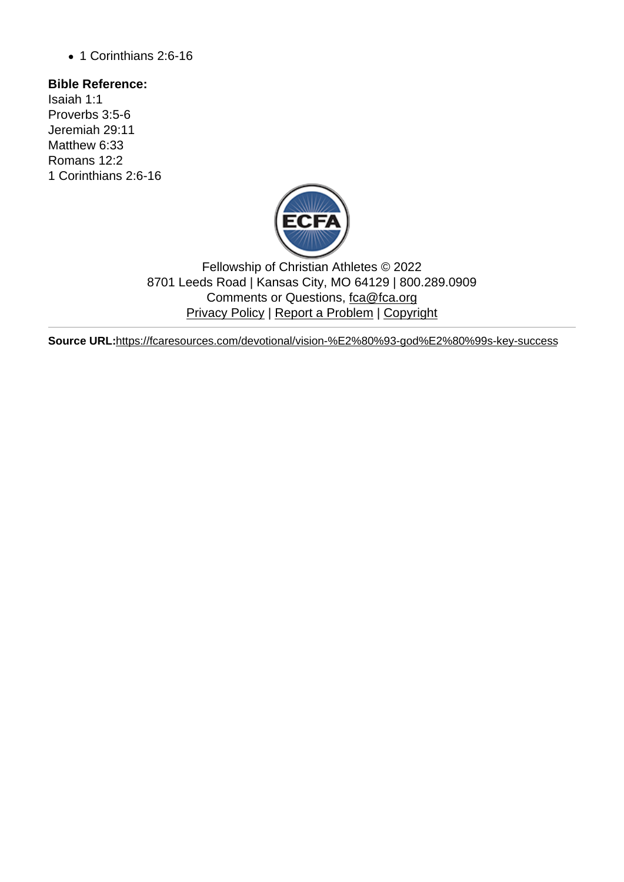- 1 Corinthians 2:6-16

**Bible Reference:**
Isaiah 1:1
Proverbs 3:5-6
Jeremiah 29:11
Matthew 6:33
Romans 12:2
1 Corinthians 2:6-16

Fellowship of Christian Athletes © 2022
8701 Leeds Road | Kansas City, MO 64129 | 800.289.0909
Comments or Questions, fca@fca.org
Privacy Policy | Report a Problem | Copyright

---

**Source URL:**https://fcaresources.com/devotional/vision-%E2%80%93-god%E2%80%99s-key-success